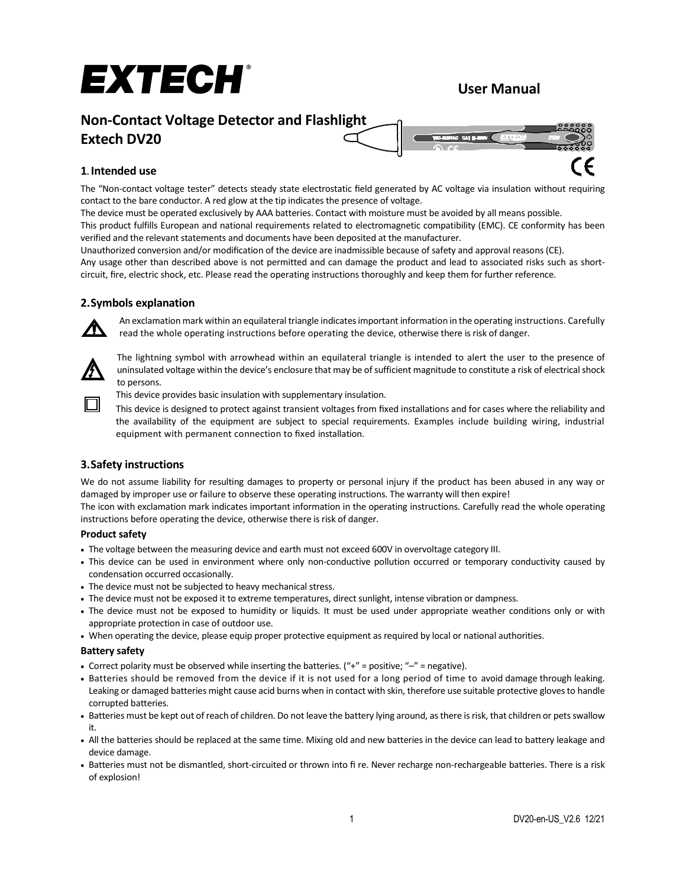# EXTECH

**User Manual**

## Non-Contact Voltage Detector and Flashlight Extech DV20

### 1. Intended use

The "Non-contact voltage tester" detects steady state electrostatic field generated by AC voltage via insulation without requiring contact to the bare conductor. A red glow at the tip indicates the presence of voltage.

The device must be operated exclusively by AAA batteries. Contact with moisture must be avoided by all means possible.

This product fulfills European and national requirements related to electromagnetic compatibility (EMC). CE conformity has been verified and the relevant statements and documents have been deposited at the manufacturer.

Unauthorized conversion and/or modification of the device are inadmissible because of safety and approval reasons (CE).

Any usage other than described above is not permitted and can damage the product and lead to associated risks such as short-circuit, fire, electric shock, etc. Please read the operating instructions thoroughly and keep them for further reference.

### 2. Symbols explanation

An exclamation mark within an equilateral triangle indicates important information in the operating instructions. Carefully read the whole operating instructions before operating the device, otherwise there is risk of danger.

The lightning symbol with arrowhead within an equilateral triangle is intended to alert the user to the presence of uninsulated voltage within the device's enclosure that may be of sufficient magnitude to constitute a risk of electrical shock to persons.

This device provides basic insulation with supplementary insulation.

This device is designed to protect against transient voltages from fixed installations and for cases where the reliability and the availability of the equipment are subject to special requirements. Examples include building wiring, industrial equipment with permanent connection to fixed installation.

### 3. Safety instructions

We do not assume liability for resulting damages to property or personal injury if the product has been abused in any way or damaged by improper use or failure to observe these operating instructions. The warranty will then expire!

The icon with exclamation mark indicates important information in the operating instructions. Carefully read the whole operating instructions before operating the device, otherwise there is risk of danger.

#### Product safety

- The voltage between the measuring device and earth must not exceed 600V in overvoltage category III.
- This device can be used in environment where only non-conductive pollution occurred or temporary conductivity caused by condensation occurred occasionally.
- The device must not be subjected to heavy mechanical stress.
- The device must not be exposed it to extreme temperatures, direct sunlight, intense vibration or dampness.
- The device must not be exposed to humidity or liquids. It must be used under appropriate weather conditions only or with appropriate protection in case of outdoor use.
- When operating the device, please equip proper protective equipment as required by local or national authorities.

#### Battery safety

- Correct polarity must be observed while inserting the batteries. ("+" = positive; "–" = negative).
- Batteries should be removed from the device if it is not used for a long period of time to avoid damage through leaking. Leaking or damaged batteries might cause acid burns when in contact with skin, therefore use suitable protective gloves to handle corrupted batteries.
- Batteries must be kept out of reach of children. Do not leave the battery lying around, as there is risk, that children or pets swallow it.
- All the batteries should be replaced at the same time. Mixing old and new batteries in the device can lead to battery leakage and device damage.
- Batteries must not be dismantled, short-circuited or thrown into fi re. Never recharge non-rechargeable batteries. There is a risk of explosion!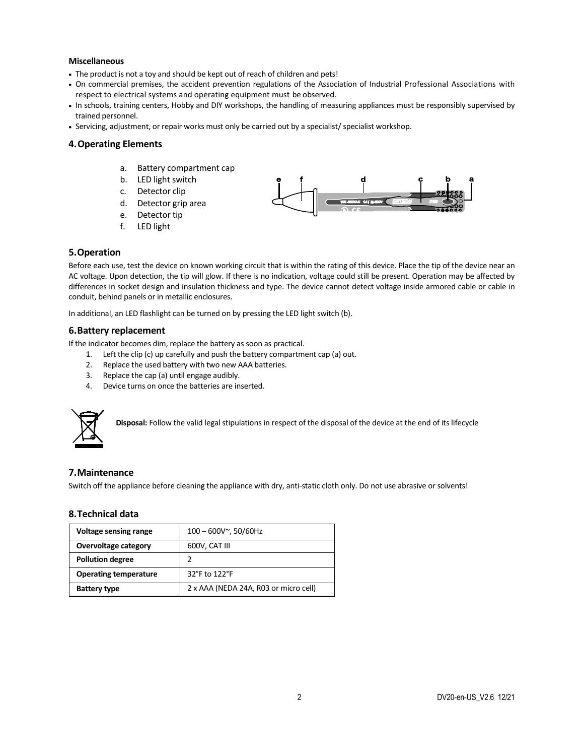**Miscellaneous**

- The product is not a toy and should be kept out of reach of children and pets!
- On commercial premises, the accident prevention regulations of the Association of Industrial Professional Associations with respect to electrical systems and operating equipment must be observed.
- In schools, training centers, Hobby and DIY workshops, the handling of measuring appliances must be responsibly supervised by trained personnel.
- Servicing, adjustment, or repair works must only be carried out by a specialist/ specialist workshop.

## 4. Operating Elements

a. Battery compartment cap
b. LED light switch
c. Detector clip
d. Detector grip area
e. Detector tip
f. LED light

## 5. Operation

Before each use, test the device on known working circuit that is within the rating of this device. Place the tip of the device near an AC voltage. Upon detection, the tip will glow. If there is no indication, voltage could still be present. Operation may be affected by differences in socket design and insulation thickness and type. The device cannot detect voltage inside armored cable or cable in conduit, behind panels or in metallic enclosures.

In additional, an LED flashlight can be turned on by pressing the LED light switch (b).

## 6. Battery replacement

If the indicator becomes dim, replace the battery as soon as practical.

1. Left the clip (c) up carefully and push the battery compartment cap (a) out.
2. Replace the used battery with two new AAA batteries.
3. Replace the cap (a) until engage audibly.
4. Device turns on once the batteries are inserted.

**Disposal:** Follow the valid legal stipulations in respect of the disposal of the device at the end of its lifecycle

## 7. Maintenance

Switch off the appliance before cleaning the appliance with dry, anti-static cloth only. Do not use abrasive or solvents!

## 8. Technical data

| | |
|---|---|
| **Voltage sensing range** | 100 – 600V~, 50/60Hz |
| **Overvoltage category** | 600V, CAT III |
| **Pollution degree** | 2 |
| **Operating temperature** | 32°F to 122°F |
| **Battery type** | 2 x AAA (NEDA 24A, R03 or micro cell) |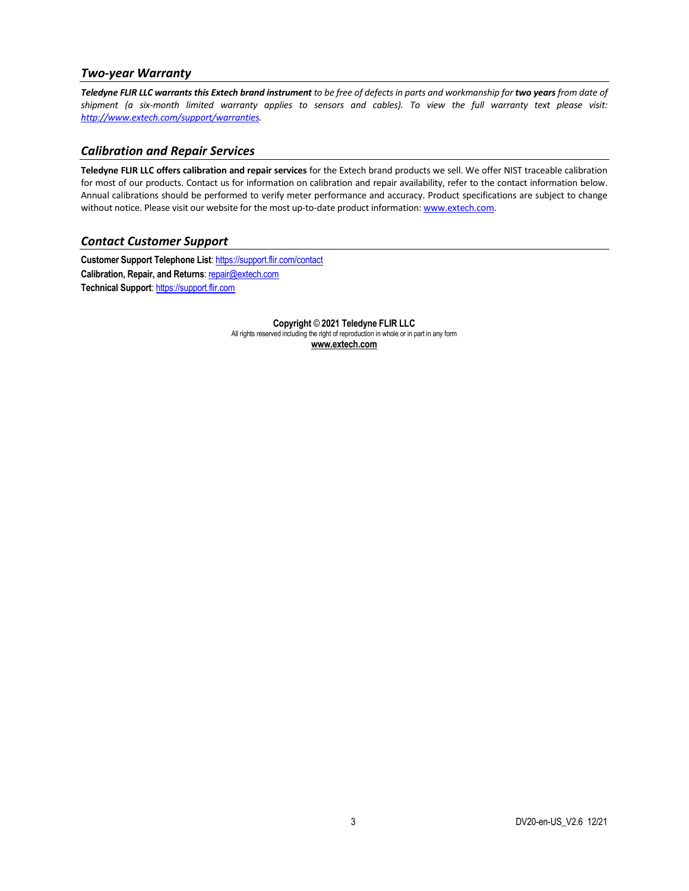## *Two-year Warranty*

***Teledyne FLIR LLC warrants this Extech brand instrument*** *to be free of defects in parts and workmanship for* ***two years*** *from date of shipment (a six-month limited warranty applies to sensors and cables). To view the full warranty text please visit: [http://www.extech.com/support/warranties](http://www.extech.com/support/warranties).*

## *Calibration and Repair Services*

**Teledyne FLIR LLC offers calibration and repair services** for the Extech brand products we sell. We offer NIST traceable calibration for most of our products. Contact us for information on calibration and repair availability, refer to the contact information below. Annual calibrations should be performed to verify meter performance and accuracy. Product specifications are subject to change without notice. Please visit our website for the most up-to-date product information: [www.extech.com](http://www.extech.com).

## *Contact Customer Support*

**Customer Support Telephone List**: [https://support.flir.com/contact](https://support.flir.com/contact)
**Calibration, Repair, and Returns**: [repair@extech.com](mailto:repair@extech.com)
**Technical Support**: [https://support.flir.com](https://support.flir.com)

**Copyright © 2021 Teledyne FLIR LLC**
All rights reserved including the right of reproduction in whole or in part in any form
**www.extech.com**

DV20-en-US_V2.6 12/21